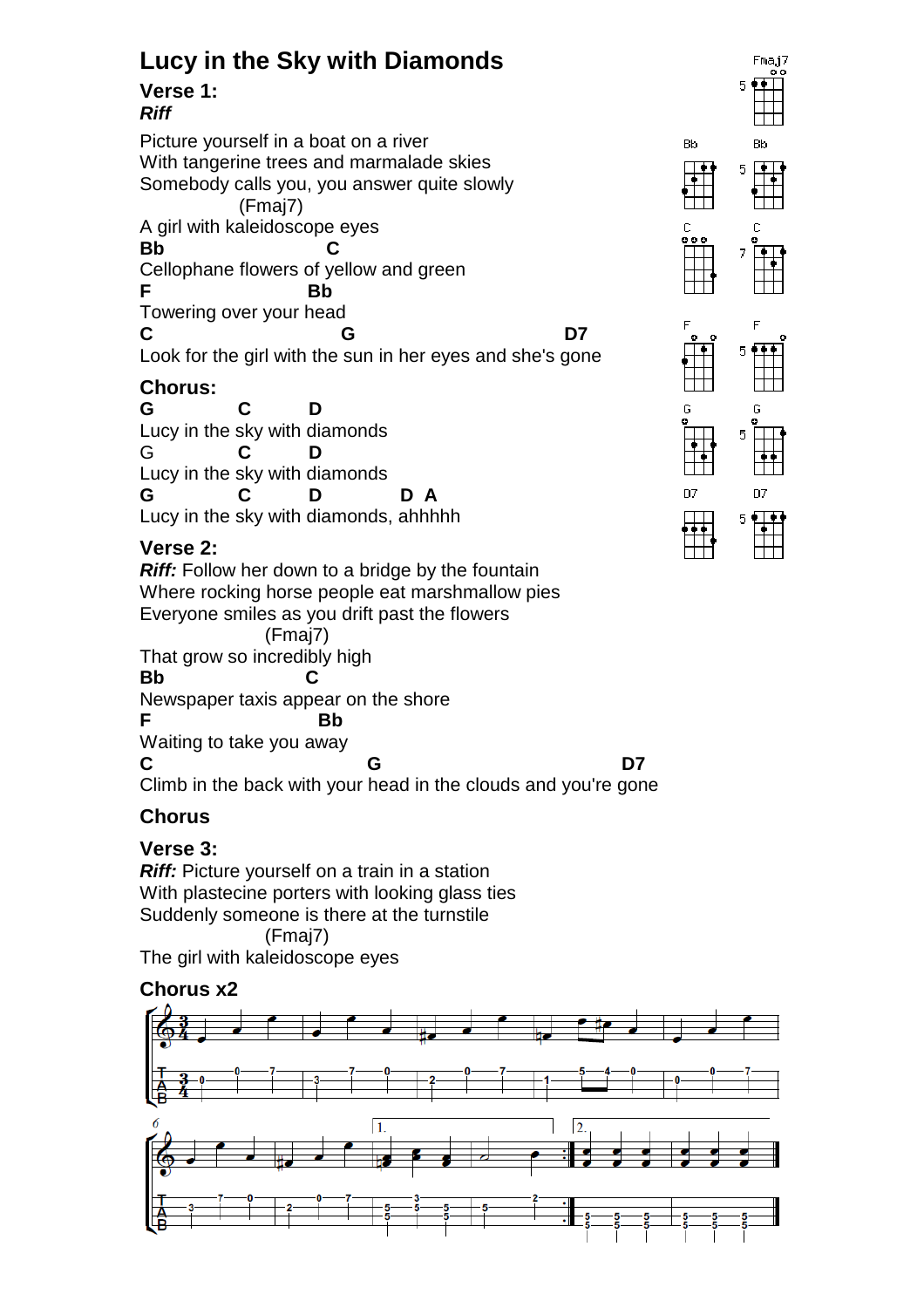# Lucy in the Sky with Diamonds

### Verse 1:

***Riff***

Picture yourself in a boat on a river
With tangerine trees and marmalade skies
Somebody calls you, you answer quite slowly
(Fmaj7)
A girl with kaleidoscope eyes

**Bb C**
Cellophane flowers of yellow and green
**F Bb**
Towering over your head
**C G D7**
Look for the girl with the sun in her eyes and she's gone

### Chorus:

**G C D**
Lucy in the sky with diamonds
G **C D**
Lucy in the sky with diamonds
**G C D D A**
Lucy in the sky with diamonds, ahhhhh

### Verse 2:

***Riff:*** Follow her down to a bridge by the fountain
Where rocking horse people eat marshmallow pies
Everyone smiles as you drift past the flowers
(Fmaj7)
That grow so incredibly high

**Bb C**
Newspaper taxis appear on the shore
**F Bb**
Waiting to take you away
**C G D7**
Climb in the back with your head in the clouds and you're gone

### Chorus

### Verse 3:

***Riff:*** Picture yourself on a train in a station
With plastecine porters with looking glass ties
Suddenly someone is there at the turnstile
(Fmaj7)
The girl with kaleidoscope eyes

### Chorus x2

Fmaj7 5
Bb Bb 5
C C 7
F F 5
G G 5
D7 D7 5

```
0 0 7 | 3 7 0 | 2 0 7 | 1 5 4 0 | 0 0 7 |
3 7 0 | 2 0 7 | [1.] 5/5 3/5 5/5 | 5 2 :| [2.] 5/5 5/5 5/5 | 5/5 5/5 5/5 |
```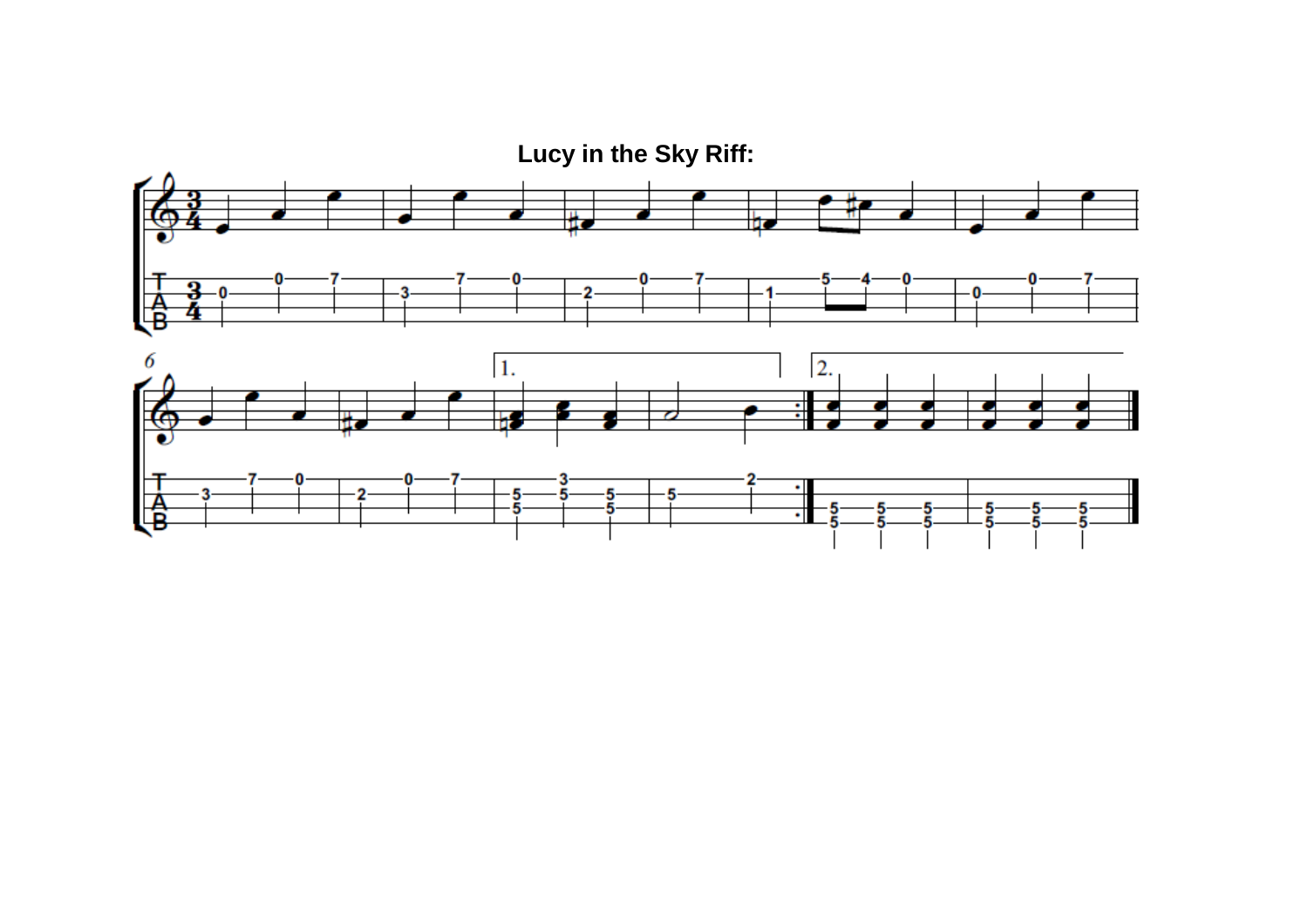# Lucy in the Sky Riff: